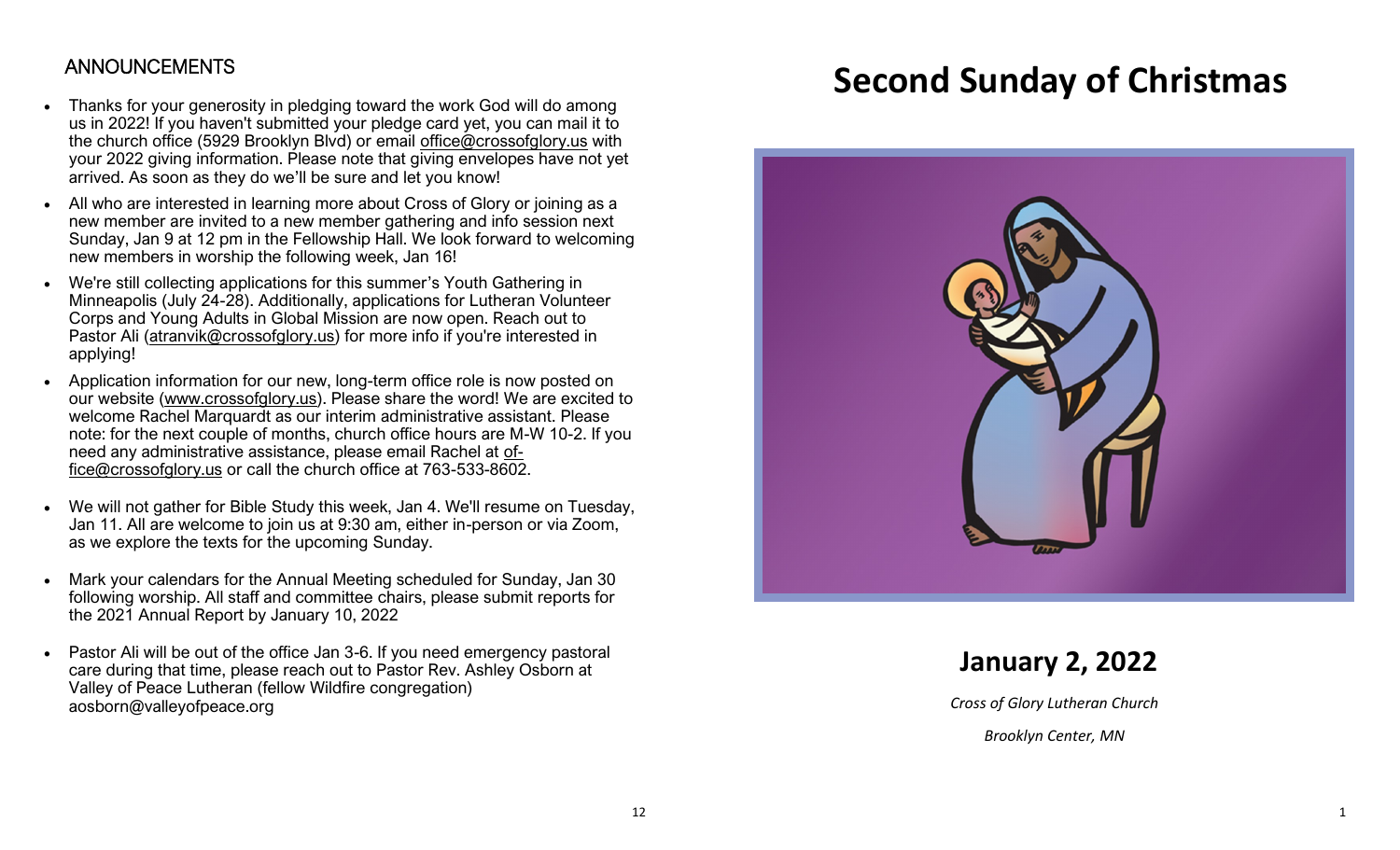## ANNOUNCEMENTS

- Thanks for your generosity in pledging toward the work God will do among us in 2022! If you haven't submitted your pledge card yet, you can mail it to the church office (5929 Brooklyn Blvd) or email office@crossofglory.us with your 2022 giving information. Please note that giving envelopes have not yet arrived. As soon as they do we'll be sure and let you know!
- All who are interested in learning more about Cross of Glory or joining as a new member are invited to a new member gathering and info session next Sunday, Jan 9 at 12 pm in the Fellowship Hall. We look forward to welcoming new members in worship the following week, Jan 16!
- We're still collecting applications for this summer's Youth Gathering in Minneapolis (July 24-28). Additionally, applications for Lutheran Volunteer Corps and Young Adults in Global Mission are now open. Reach out to Pastor Ali (atranvik@crossofglory.us) for more info if you're interested in applying!
- Application information for our new, long-term office role is now posted on our website (www.crossofglory.us). Please share the word! We are excited to welcome Rachel Marquardt as our interim administrative assistant. Please note: for the next couple of months, church office hours are M-W 10-2. If you need any administrative assistance, please email Rachel at office@crossofglory.us or call the church office at 763-533-8602.
- We will not gather for Bible Study this week, Jan 4. We'll resume on Tuesday, Jan 11. All are welcome to join us at 9:30 am, either in-person or via Zoom, as we explore the texts for the upcoming Sunday.
- Mark your calendars for the Annual Meeting scheduled for Sunday, Jan 30 following worship. All staff and committee chairs, please submit reports for the 2021 Annual Report by January 10, 2022
- Pastor Ali will be out of the office Jan 3-6. If you need emergency pastoral care during that time, please reach out to Pastor Rev. Ashley Osborn at Valley of Peace Lutheran (fellow Wildfire congregation) aosborn@valleyofpeace.org

# Second Sunday of Christmas

## January 2, 2022

*Cross of Glory Lutheran Church*

*Brooklyn Center, MN*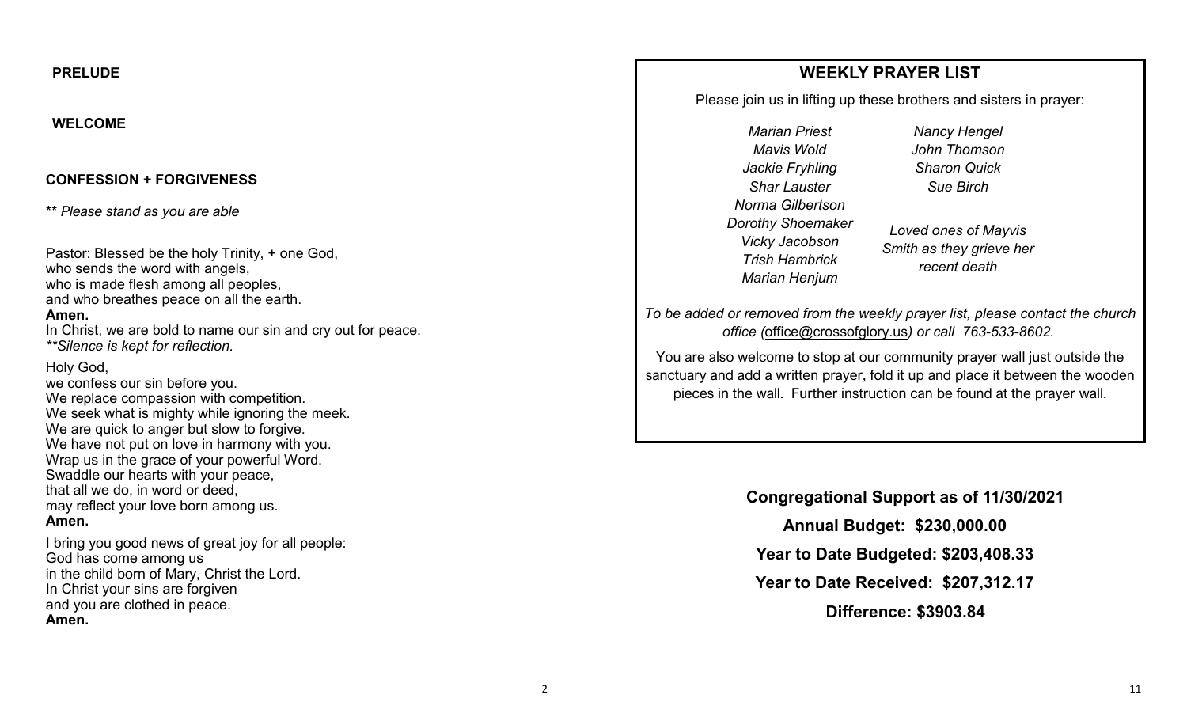**PRELUDE**

**WELCOME**

**CONFESSION + FORGIVENESS**

** *Please stand as you are able*

Pastor: Blessed be the holy Trinity, + one God,
who sends the word with angels,
who is made flesh among all peoples,
and who breathes peace on all the earth.
**Amen.**
In Christ, we are bold to name our sin and cry out for peace.
*\*\*Silence is kept for reflection.*

Holy God,
we confess our sin before you.
We replace compassion with competition.
We seek what is mighty while ignoring the meek.
We are quick to anger but slow to forgive.
We have not put on love in harmony with you.
Wrap us in the grace of your powerful Word.
Swaddle our hearts with your peace,
that all we do, in word or deed,
may reflect your love born among us.
**Amen.**

I bring you good news of great joy for all people:
God has come among us
in the child born of Mary, Christ the Lord.
In Christ your sins are forgiven
and you are clothed in peace.
**Amen.**

## WEEKLY PRAYER LIST

Please join us in lifting up these brothers and sisters in prayer:

*Marian Priest*
*Mavis Wold*
*Jackie Fryhling*
*Shar Lauster*
*Norma Gilbertson*
*Dorothy Shoemaker*
*Vicky Jacobson*
*Trish Hambrick*
*Marian Henjum*

*Nancy Hengel*
*John Thomson*
*Sharon Quick*
*Sue Birch*

*Loved ones of Mayvis Smith as they grieve her recent death*

*To be added or removed from the weekly prayer list, please contact the church office (office@crossofglory.us) or call 763-533-8602.*

You are also welcome to stop at our community prayer wall just outside the sanctuary and add a written prayer, fold it up and place it between the wooden pieces in the wall. Further instruction can be found at the prayer wall.

**Congregational Support as of 11/30/2021**

**Annual Budget: $230,000.00**

**Year to Date Budgeted: $203,408.33**

**Year to Date Received: $207,312.17**

**Difference: $3903.84**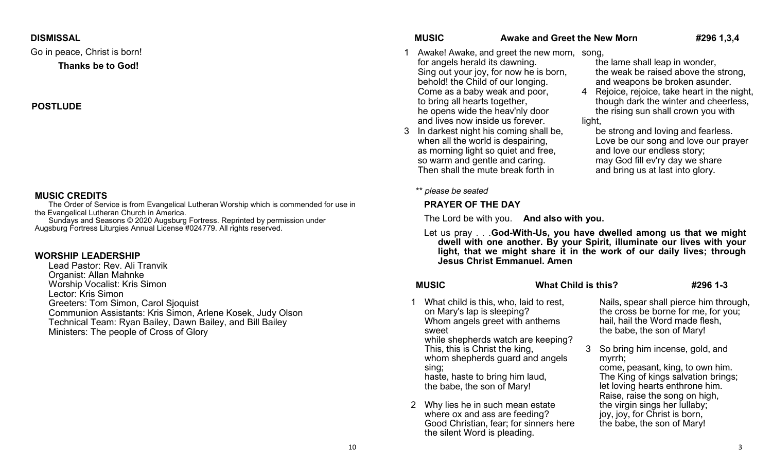## DISMISSAL

Go in peace, Christ is born!

**Thanks be to God!**

## POSTLUDE

## MUSIC CREDITS

The Order of Service is from Evangelical Lutheran Worship which is commended for use in the Evangelical Lutheran Church in America.

Sundays and Seasons © 2020 Augsburg Fortress. Reprinted by permission under Augsburg Fortress Liturgies Annual License #024779. All rights reserved.

## WORSHIP LEADERSHIP

Lead Pastor: Rev. Ali Tranvik
Organist: Allan Mahnke
Worship Vocalist: Kris Simon
Lector: Kris Simon
Greeters: Tom Simon, Carol Sjoquist
Communion Assistants: Kris Simon, Arlene Kosek, Judy Olson
Technical Team: Ryan Bailey, Dawn Bailey, and Bill Bailey
Ministers: The people of Cross of Glory

## MUSIC Awake and Greet the New Morn #296 1,3,4

1 Awake! Awake, and greet the new morn,
for angels herald its dawning.
Sing out your joy, for now he is born,
behold! the Child of our longing.
Come as a baby weak and poor,
to bring all hearts together,
he opens wide the heav'nly door
and lives now inside us forever.

3 In darkest night his coming shall be,
when all the world is despairing,
as morning light so quiet and free,
so warm and gentle and caring.
Then shall the mute break forth in song,
the lame shall leap in wonder,
the weak be raised above the strong,
and weapons be broken asunder.

4 Rejoice, rejoice, take heart in the night,
though dark the winter and cheerless,
the rising sun shall crown you with light,
be strong and loving and fearless.
Love be our song and love our prayer
and love our endless story;
may God fill ev'ry day we share
and bring us at last into glory.

*\*\* please be seated*

## PRAYER OF THE DAY

The Lord be with you. **And also with you.**

Let us pray . . .**God-With-Us, you have dwelled among us that we might dwell with one another. By your Spirit, illuminate our lives with your light, that we might share it in the work of our daily lives; through Jesus Christ Emmanuel. Amen**

## MUSIC What Child is this? #296 1-3

1 What child is this, who, laid to rest,
on Mary's lap is sleeping?
Whom angels greet with anthems sweet
while shepherds watch are keeping?
This, this is Christ the king,
whom shepherds guard and angels sing;
haste, haste to bring him laud,
the babe, the son of Mary!

2 Why lies he in such mean estate
where ox and ass are feeding?
Good Christian, fear; for sinners here
the silent Word is pleading.
Nails, spear shall pierce him through,
the cross be borne for me, for you;
hail, hail the Word made flesh,
the babe, the son of Mary!

3 So bring him incense, gold, and myrrh;
come, peasant, king, to own him.
The King of kings salvation brings;
let loving hearts enthrone him.
Raise, raise the song on high,
the virgin sings her lullaby;
joy, joy, for Christ is born,
the babe, the son of Mary!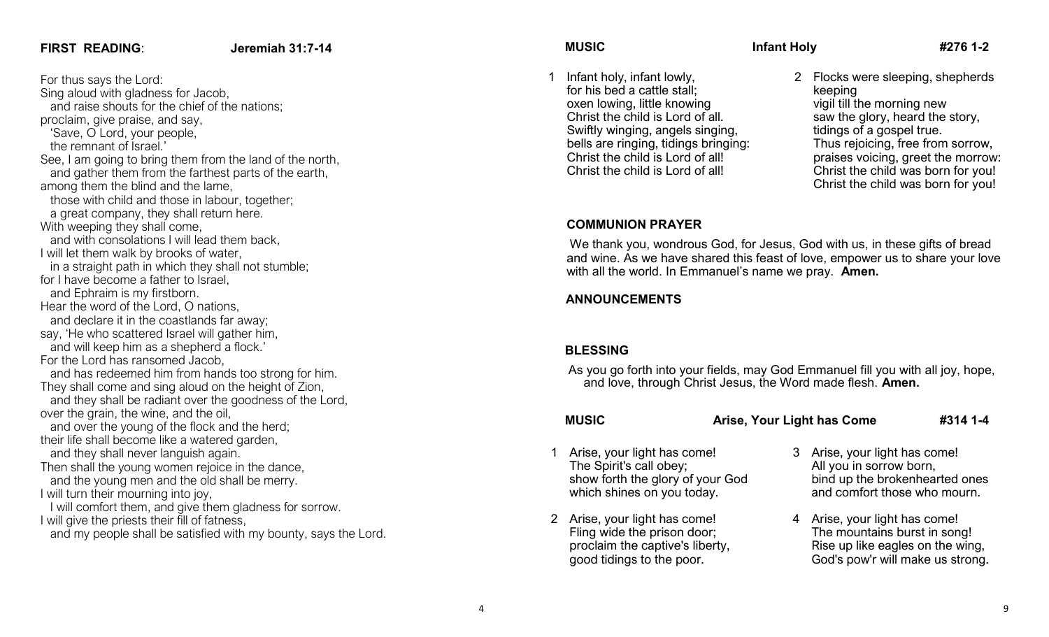## FIRST READING: Jeremiah 31:7-14

For thus says the Lord:
Sing aloud with gladness for Jacob,
  and raise shouts for the chief of the nations;
proclaim, give praise, and say,
  'Save, O Lord, your people,
  the remnant of Israel.'
See, I am going to bring them from the land of the north,
  and gather them from the farthest parts of the earth,
among them the blind and the lame,
  those with child and those in labour, together;
  a great company, they shall return here.
With weeping they shall come,
  and with consolations I will lead them back,
I will let them walk by brooks of water,
  in a straight path in which they shall not stumble;
for I have become a father to Israel,
  and Ephraim is my firstborn.
Hear the word of the Lord, O nations,
  and declare it in the coastlands far away;
say, 'He who scattered Israel will gather him,
  and will keep him as a shepherd a flock.'
For the Lord has ransomed Jacob,
  and has redeemed him from hands too strong for him.
They shall come and sing aloud on the height of Zion,
  and they shall be radiant over the goodness of the Lord,
over the grain, the wine, and the oil,
  and over the young of the flock and the herd;
their life shall become like a watered garden,
  and they shall never languish again.
Then shall the young women rejoice in the dance,
  and the young men and the old shall be merry.
I will turn their mourning into joy,
  I will comfort them, and give them gladness for sorrow.
I will give the priests their fill of fatness,
  and my people shall be satisfied with my bounty, says the Lord.

## MUSIC — Infant Holy — #276 1-2

1 Infant holy, infant lowly,
for his bed a cattle stall;
oxen lowing, little knowing
Christ the child is Lord of all.
Swiftly winging, angels singing,
bells are ringing, tidings bringing:
Christ the child is Lord of all!
Christ the child is Lord of all!

2 Flocks were sleeping, shepherds keeping
vigil till the morning new
saw the glory, heard the story,
tidings of a gospel true.
Thus rejoicing, free from sorrow,
praises voicing, greet the morrow:
Christ the child was born for you!
Christ the child was born for you!

## COMMUNION PRAYER

We thank you, wondrous God, for Jesus, God with us, in these gifts of bread and wine. As we have shared this feast of love, empower us to share your love with all the world. In Emmanuel's name we pray. **Amen.**

## ANNOUNCEMENTS

## BLESSING

As you go forth into your fields, may God Emmanuel fill you with all joy, hope, and love, through Christ Jesus, the Word made flesh. **Amen.**

## MUSIC — Arise, Your Light has Come — #314 1-4

1 Arise, your light has come!
The Spirit's call obey;
show forth the glory of your God
which shines on you today.

2 Arise, your light has come!
Fling wide the prison door;
proclaim the captive's liberty,
good tidings to the poor.

3 Arise, your light has come!
All you in sorrow born,
bind up the brokenhearted ones
and comfort those who mourn.

4 Arise, your light has come!
The mountains burst in song!
Rise up like eagles on the wing,
God's pow'r will make us strong.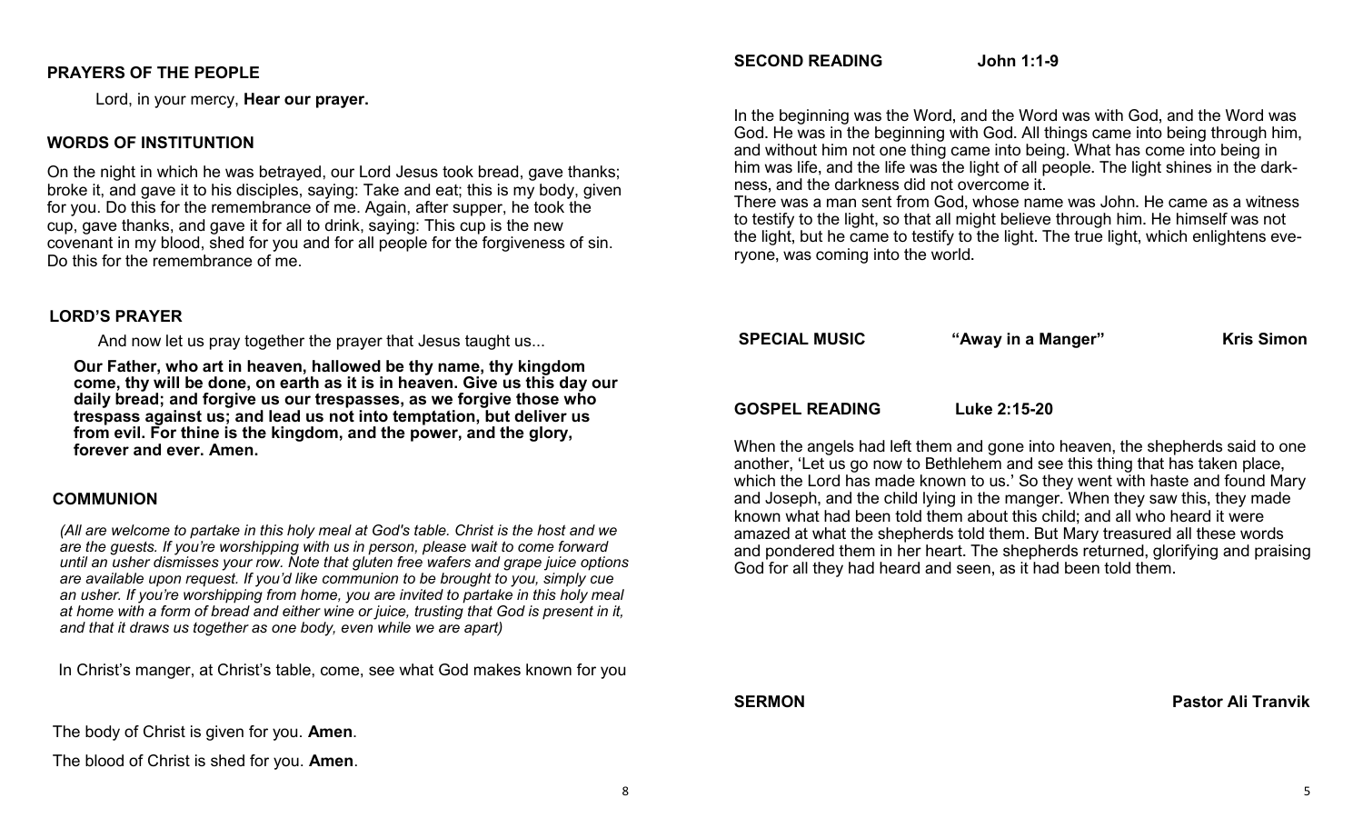## PRAYERS OF THE PEOPLE

Lord, in your mercy, **Hear our prayer.**

## WORDS OF INSTITUNTION

On the night in which he was betrayed, our Lord Jesus took bread, gave thanks; broke it, and gave it to his disciples, saying: Take and eat; this is my body, given for you. Do this for the remembrance of me. Again, after supper, he took the cup, gave thanks, and gave it for all to drink, saying: This cup is the new covenant in my blood, shed for you and for all people for the forgiveness of sin. Do this for the remembrance of me.

## LORD'S PRAYER

And now let us pray together the prayer that Jesus taught us...

**Our Father, who art in heaven, hallowed be thy name, thy kingdom come, thy will be done, on earth as it is in heaven. Give us this day our daily bread; and forgive us our trespasses, as we forgive those who trespass against us; and lead us not into temptation, but deliver us from evil. For thine is the kingdom, and the power, and the glory, forever and ever. Amen.**

## COMMUNION

*(All are welcome to partake in this holy meal at God's table. Christ is the host and we are the guests. If you're worshipping with us in person, please wait to come forward until an usher dismisses your row. Note that gluten free wafers and grape juice options are available upon request. If you'd like communion to be brought to you, simply cue an usher. If you're worshipping from home, you are invited to partake in this holy meal at home with a form of bread and either wine or juice, trusting that God is present in it, and that it draws us together as one body, even while we are apart)*

In Christ's manger, at Christ's table, come, see what God makes known for you

The body of Christ is given for you. **Amen**.

The blood of Christ is shed for you. **Amen**.

## SECOND READING John 1:1-9

In the beginning was the Word, and the Word was with God, and the Word was God. He was in the beginning with God. All things came into being through him, and without him not one thing came into being. What has come into being in him was life, and the life was the light of all people. The light shines in the darkness, and the darkness did not overcome it.

There was a man sent from God, whose name was John. He came as a witness to testify to the light, so that all might believe through him. He himself was not the light, but he came to testify to the light. The true light, which enlightens everyone, was coming into the world.

## SPECIAL MUSIC "Away in a Manger" Kris Simon

## GOSPEL READING Luke 2:15-20

When the angels had left them and gone into heaven, the shepherds said to one another, 'Let us go now to Bethlehem and see this thing that has taken place, which the Lord has made known to us.' So they went with haste and found Mary and Joseph, and the child lying in the manger. When they saw this, they made known what had been told them about this child; and all who heard it were amazed at what the shepherds told them. But Mary treasured all these words and pondered them in her heart. The shepherds returned, glorifying and praising God for all they had heard and seen, as it had been told them.

## SERMON Pastor Ali Tranvik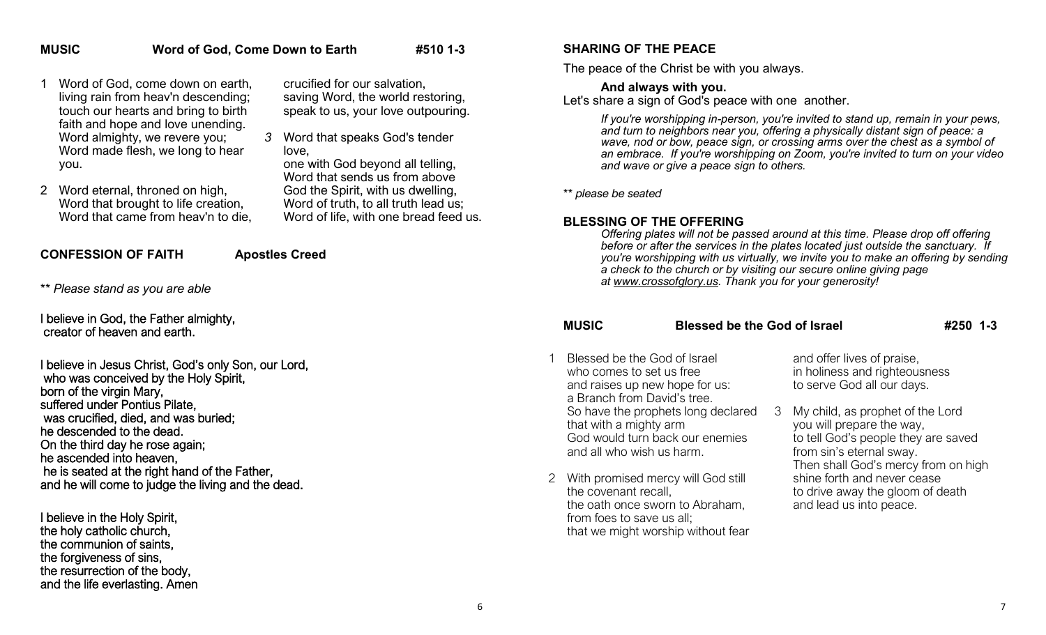**MUSIC** **Word of God, Come Down to Earth** **#510 1-3**

1 Word of God, come down on earth,
living rain from heav'n descending;
touch our hearts and bring to birth
faith and hope and love unending.
Word almighty, we revere you;
Word made flesh, we long to hear
you.

2 Word eternal, throned on high,
Word that brought to life creation,
Word that came from heav'n to die,
crucified for our salvation,
saving Word, the world restoring,
speak to us, your love outpouring.

3 Word that speaks God's tender
love,
one with God beyond all telling,
Word that sends us from above
God the Spirit, with us dwelling,
Word of truth, to all truth lead us;
Word of life, with one bread feed us.

**CONFESSION OF FAITH** **Apostles Creed**

** *Please stand as you are able*

I believe in God, the Father almighty,
creator of heaven and earth.

I believe in Jesus Christ, God's only Son, our Lord,
who was conceived by the Holy Spirit,
born of the virgin Mary,
suffered under Pontius Pilate,
was crucified, died, and was buried;
he descended to the dead.
On the third day he rose again;
he ascended into heaven,
he is seated at the right hand of the Father,
and he will come to judge the living and the dead.

I believe in the Holy Spirit,
the holy catholic church,
the communion of saints,
the forgiveness of sins,
the resurrection of the body,
and the life everlasting. Amen

**SHARING OF THE PEACE**

The peace of the Christ be with you always.

**And always with you.**

Let's share a sign of God's peace with one another.

*If you're worshipping in-person, you're invited to stand up, remain in your pews, and turn to neighbors near you, offering a physically distant sign of peace: a wave, nod or bow, peace sign, or crossing arms over the chest as a symbol of an embrace. If you're worshipping on Zoom, you're invited to turn on your video and wave or give a peace sign to others.*

** *please be seated*

**BLESSING OF THE OFFERING**

*Offering plates will not be passed around at this time. Please drop off offering before or after the services in the plates located just outside the sanctuary. If you're worshipping with us virtually, we invite you to make an offering by sending a check to the church or by visiting our secure online giving page at www.crossofglory.us. Thank you for your generosity!*

**MUSIC** **Blessed be the God of Israel** **#250 1-3**

1 Blessed be the God of Israel
who comes to set us free
and raises up new hope for us:
a Branch from David's tree.
So have the prophets long declared
that with a mighty arm
God would turn back our enemies
and all who wish us harm.

2 With promised mercy will God still
the covenant recall,
the oath once sworn to Abraham,
from foes to save us all;
that we might worship without fear
and offer lives of praise,
in holiness and righteousness
to serve God all our days.

3 My child, as prophet of the Lord
you will prepare the way,
to tell God's people they are saved
from sin's eternal sway.
Then shall God's mercy from on high
shine forth and never cease
to drive away the gloom of death
and lead us into peace.